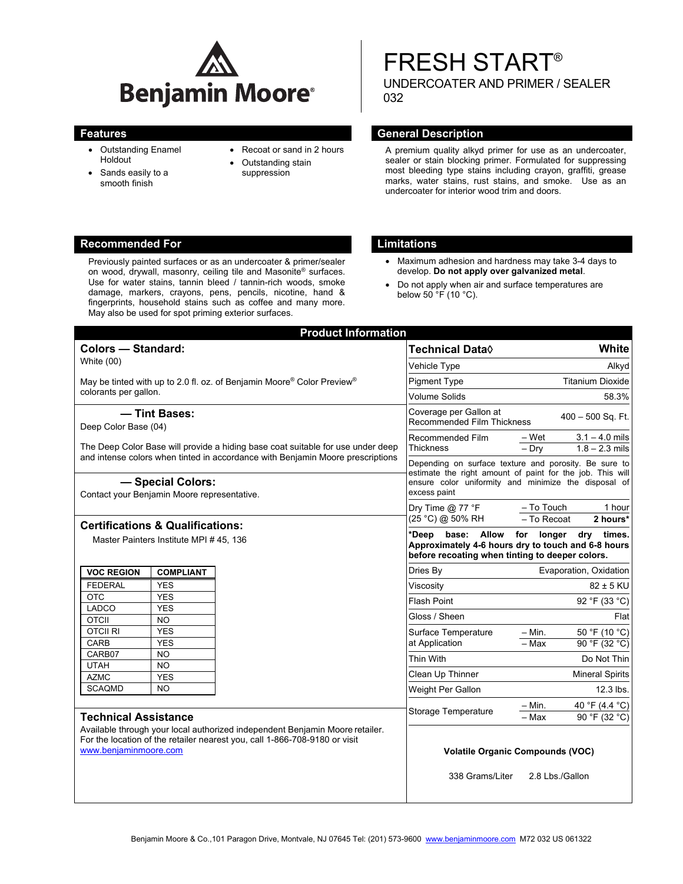Benjamin Moore®

# FRESH START®

UNDERCOATER AND PRIMER / SEALER
032

## Features

- Outstanding Enamel Holdout
- Sands easily to a smooth finish
- Recoat or sand in 2 hours
- Outstanding stain suppression

## General Description

A premium quality alkyd primer for use as an undercoater, sealer or stain blocking primer. Formulated for suppressing most bleeding type stains including crayon, graffiti, grease marks, water stains, rust stains, and smoke. Use as an undercoater for interior wood trim and doors.

## Recommended For

Previously painted surfaces or as an undercoater & primer/sealer on wood, drywall, masonry, ceiling tile and Masonite® surfaces. Use for water stains, tannin bleed / tannin-rich woods, smoke damage, markers, crayons, pens, pencils, nicotine, hand & fingerprints, household stains such as coffee and many more. May also be used for spot priming exterior surfaces.

## Limitations

- Maximum adhesion and hardness may take 3-4 days to develop. **Do not apply over galvanized metal**.
- Do not apply when air and surface temperatures are below 50 °F (10 °C).

## Product Information

### Colors — Standard:

White (00)

May be tinted with up to 2.0 fl. oz. of Benjamin Moore® Color Preview® colorants per gallon.

### — Tint Bases:

Deep Color Base (04)

The Deep Color Base will provide a hiding base coat suitable for use under deep and intense colors when tinted in accordance with Benjamin Moore prescriptions

### — Special Colors:

Contact your Benjamin Moore representative.

### Certifications & Qualifications:

Master Painters Institute MPI # 45, 136

| VOC REGION | COMPLIANT |
|---|---|
| FEDERAL | YES |
| OTC | YES |
| LADCO | YES |
| OTCII | NO |
| OTCII RI | YES |
| CARB | YES |
| CARB07 | NO |
| UTAH | NO |
| AZMC | YES |
| SCAQMD | NO |

### Technical Assistance

Available through your local authorized independent Benjamin Moore retailer. For the location of the retailer nearest you, call 1-866-708-9180 or visit www.benjaminmoore.com

| Technical Data◊ | | White |
|---|---|---|
| Vehicle Type | | Alkyd |
| Pigment Type | | Titanium Dioxide |
| Volume Solids | | 58.3% |
| Coverage per Gallon at Recommended Film Thickness | | 400 – 500 Sq. Ft. |
| Recommended Film Thickness | – Wet | 3.1 – 4.0 mils |
| | – Dry | 1.8 – 2.3 mils |
| Depending on surface texture and porosity. Be sure to estimate the right amount of paint for the job. This will ensure color uniformity and minimize the disposal of excess paint | | |
| Dry Time @ 77 °F (25 °C) @ 50% RH | – To Touch | 1 hour |
| | – To Recoat | **2 hours*** |
| ***Deep base: Allow for longer dry times. Approximately 4-6 hours dry to touch and 6-8 hours before recoating when tinting to deeper colors.** | | |
| Dries By | | Evaporation, Oxidation |
| Viscosity | | 82 ± 5 KU |
| Flash Point | | 92 °F (33 °C) |
| Gloss / Sheen | | Flat |
| Surface Temperature at Application | – Min. | 50 °F (10 °C) |
| | – Max | 90 °F (32 °C) |
| Thin With | | Do Not Thin |
| Clean Up Thinner | | Mineral Spirits |
| Weight Per Gallon | | 12.3 lbs. |
| Storage Temperature | – Min. | 40 °F (4.4 °C) |
| | – Max | 90 °F (32 °C) |

**Volatile Organic Compounds (VOC)**

338 Grams/Liter 2.8 Lbs./Gallon

Benjamin Moore & Co.,101 Paragon Drive, Montvale, NJ 07645 Tel: (201) 573-9600 www.benjaminmoore.com M72 032 US 061322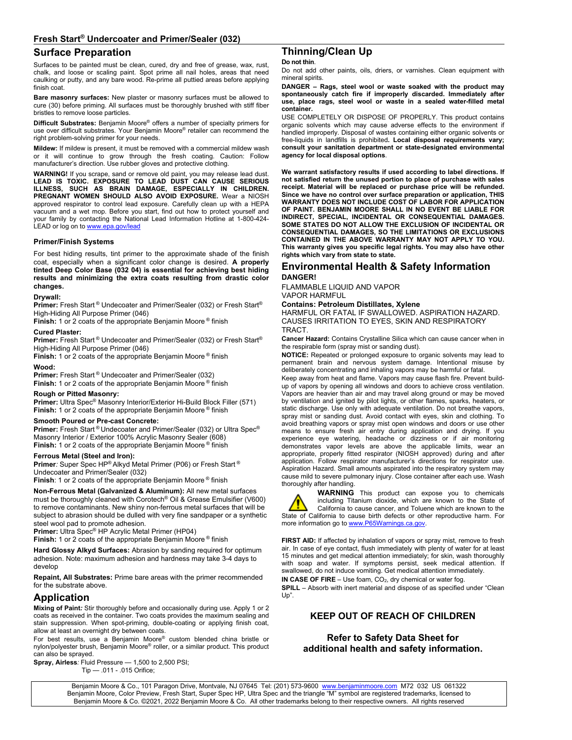## Fresh Start® Undercoater and Primer/Sealer (032)

## Surface Preparation

Surfaces to be painted must be clean, cured, dry and free of grease, wax, rust, chalk, and loose or scaling paint. Spot prime all nail holes, areas that need caulking or putty, and any bare wood. Re-prime all puttied areas before applying finish coat.

**Bare masonry surfaces:** New plaster or masonry surfaces must be allowed to cure (30) before priming. All surfaces must be thoroughly brushed with stiff fiber bristles to remove loose particles.

**Difficult Substrates:** Benjamin Moore® offers a number of specialty primers for use over difficult substrates. Your Benjamin Moore® retailer can recommend the right problem-solving primer for your needs.

**Mildew:** If mildew is present, it must be removed with a commercial mildew wash or it will continue to grow through the fresh coating. Caution: Follow manufacturer's direction. Use rubber gloves and protective clothing.

**WARNING!** If you scrape, sand or remove old paint, you may release lead dust. **LEAD IS TOXIC. EXPOSURE TO LEAD DUST CAN CAUSE SERIOUS ILLNESS, SUCH AS BRAIN DAMAGE, ESPECIALLY IN CHILDREN. PREGNANT WOMEN SHOULD ALSO AVOID EXPOSURE.** Wear a NIOSH approved respirator to control lead exposure. Carefully clean up with a HEPA vacuum and a wet mop. Before you start, find out how to protect yourself and your family by contacting the National Lead Information Hotline at 1-800-424-LEAD or log on to www.epa.gov/lead

#### Primer/Finish Systems

For best hiding results, tint primer to the approximate shade of the finish coat, especially when a significant color change is desired. **A properly tinted Deep Color Base (032 04) is essential for achieving best hiding results and minimizing the extra coats resulting from drastic color changes.**

**Drywall:**
**Primer:** Fresh Start® Undecoater and Primer/Sealer (032) or Fresh Start® High-Hiding All Purpose Primer (046)
**Finish:** 1 or 2 coats of the appropriate Benjamin Moore® finish

**Cured Plaster:**
**Primer:** Fresh Start® Undecoater and Primer/Sealer (032) or Fresh Start® High-Hiding All Purpose Primer (046)
**Finish:** 1 or 2 coats of the appropriate Benjamin Moore® finish

**Wood:**
**Primer:** Fresh Start® Undecoater and Primer/Sealer (032)
**Finish:** 1 or 2 coats of the appropriate Benjamin Moore® finish

**Rough or Pitted Masonry:**
**Primer:** Ultra Spec® Masonry Interior/Exterior Hi-Build Block Filler (571)
**Finish:** 1 or 2 coats of the appropriate Benjamin Moore® finish

**Smooth Poured or Pre-cast Concrete:**
**Primer:** Fresh Start® Undecoater and Primer/Sealer (032) or Ultra Spec® Masonry Interior / Exterior 100% Acrylic Masonry Sealer (608)
**Finish:** 1 or 2 coats of the appropriate Benjamin Moore® finish

**Ferrous Metal (Steel and Iron):**
**Primer**: Super Spec HP® Alkyd Metal Primer (P06) or Fresh Start® Undecoater and Primer/Sealer (032)
**Finish**: 1 or 2 coats of the appropriate Benjamin Moore® finish

**Non-Ferrous Metal (Galvanized & Aluminum):** All new metal surfaces must be thoroughly cleaned with Corotech® Oil & Grease Emulsifier (V600) to remove contaminants. New shiny non-ferrous metal surfaces that will be subject to abrasion should be dulled with very fine sandpaper or a synthetic steel wool pad to promote adhesion.
**Primer:** Ultra Spec® HP Acrylic Metal Primer (HP04)
**Finish:** 1 or 2 coats of the appropriate Benjamin Moore® finish

**Hard Glossy Alkyd Surfaces:** Abrasion by sanding required for optimum adhesion. Note: maximum adhesion and hardness may take 3-4 days to develop

**Repaint, All Substrates:** Prime bare areas with the primer recommended for the substrate above.

## Application

**Mixing of Paint***:* Stir thoroughly before and occasionally during use. Apply 1 or 2 coats as received in the container. Two coats provides the maximum sealing and stain suppression. When spot-priming, double-coating or applying finish coat, allow at least an overnight dry between coats.

For best results, use a Benjamin Moore® custom blended china bristle or nylon/polyester brush, Benjamin Moore® roller, or a similar product. This product can also be sprayed.

**Spray, Airless***:* Fluid Pressure — 1,500 to 2,500 PSI;
Tip — .011 - .015 Orifice;

## Thinning/Clean Up

**Do not thin**.

Do not add other paints, oils, driers, or varnishes. Clean equipment with mineral spirits.

**DANGER – Rags, steel wool or waste soaked with the product may spontaneously catch fire if improperly discarded. Immediately after use, place rags, steel wool or waste in a sealed water-filled metal container.**

USE COMPLETELY OR DISPOSE OF PROPERLY. This product contains organic solvents which may cause adverse effects to the environment if handled improperly. Disposal of wastes containing either organic solvents or free-liquids in landfills is prohibited**. Local disposal requirements vary; consult your sanitation department or state-designated environmental agency for local disposal options**.

**We warrant satisfactory results if used according to label directions. If not satisfied return the unused portion to place of purchase with sales receipt. Material will be replaced or purchase price will be refunded. Since we have no control over surface preparation or application, THIS WARRANTY DOES NOT INCLUDE COST OF LABOR FOR APPLICATION OF PAINT. BENJAMIN MOORE SHALL IN NO EVENT BE LIABLE FOR INDIRECT, SPECIAL, INCIDENTAL OR CONSEQUENTIAL DAMAGES. SOME STATES DO NOT ALLOW THE EXCLUSION OF INCIDENTAL OR CONSEQUENTIAL DAMAGES, SO THE LIMITATIONS OR EXCLUSIONS CONTAINED IN THE ABOVE WARRANTY MAY NOT APPLY TO YOU. This warranty gives you specific legal rights. You may also have other rights which vary from state to state.**

## Environmental Health & Safety Information

**DANGER!**

FLAMMABLE LIQUID AND VAPOR
VAPOR HARMFUL

**Contains: Petroleum Distillates, Xylene**

HARMFUL OR FATAL IF SWALLOWED. ASPIRATION HAZARD. CAUSES IRRITATION TO EYES, SKIN AND RESPIRATORY TRACT.

**Cancer Hazard:** Contains Crystalline Silica which can cause cancer when in the respirable form (spray mist or sanding dust).

**NOTICE:** Repeated or prolonged exposure to organic solvents may lead to permanent brain and nervous system damage. Intentional misuse by deliberately concentrating and inhaling vapors may be harmful or fatal.

Keep away from heat and flame. Vapors may cause flash fire. Prevent build-up of vapors by opening all windows and doors to achieve cross ventilation. Vapors are heavier than air and may travel along ground or may be moved by ventilation and ignited by pilot lights, or other flames, sparks, heaters, or static discharge. Use only with adequate ventilation. Do not breathe vapors, spray mist or sanding dust. Avoid contact with eyes, skin and clothing. To avoid breathing vapors or spray mist open windows and doors or use other means to ensure fresh air entry during application and drying. If you experience eye watering, headache or dizziness or if air monitoring demonstrates vapor levels are above the applicable limits, wear an appropriate, properly fitted respirator (NIOSH approved) during and after application. Follow respirator manufacturer's directions for respirator use. Aspiration Hazard. Small amounts aspirated into the respiratory system may cause mild to severe pulmonary injury. Close container after each use. Wash thoroughly after handling.

**WARNING** This product can expose you to chemicals including Titanium dioxide, which are known to the State of California to cause cancer, and Toluene which are known to the State of California to cause birth defects or other reproductive harm. For more information go to www.P65Warnings.ca.gov.

**FIRST AID:** If affected by inhalation of vapors or spray mist, remove to fresh air. In case of eye contact, flush immediately with plenty of water for at least 15 minutes and get medical attention immediately; for skin, wash thoroughly with soap and water. If symptoms persist, seek medical attention. If swallowed, do not induce vomiting. Get medical attention immediately.

**IN CASE OF FIRE** – Use foam, $CO_2$, dry chemical or water fog.

**SPILL** – Absorb with inert material and dispose of as specified under "Clean Up".

**KEEP OUT OF REACH OF CHILDREN**

**Refer to Safety Data Sheet for additional health and safety information.**

Benjamin Moore & Co., 101 Paragon Drive, Montvale, NJ 07645 Tel: (201) 573-9600 www.benjaminmoore.com M72 032 US 061322
Benjamin Moore, Color Preview, Fresh Start, Super Spec HP, Ultra Spec and the triangle "M" symbol are registered trademarks, licensed to Benjamin Moore & Co. ©2021, 2022 Benjamin Moore & Co. All other trademarks belong to their respective owners. All rights reserved